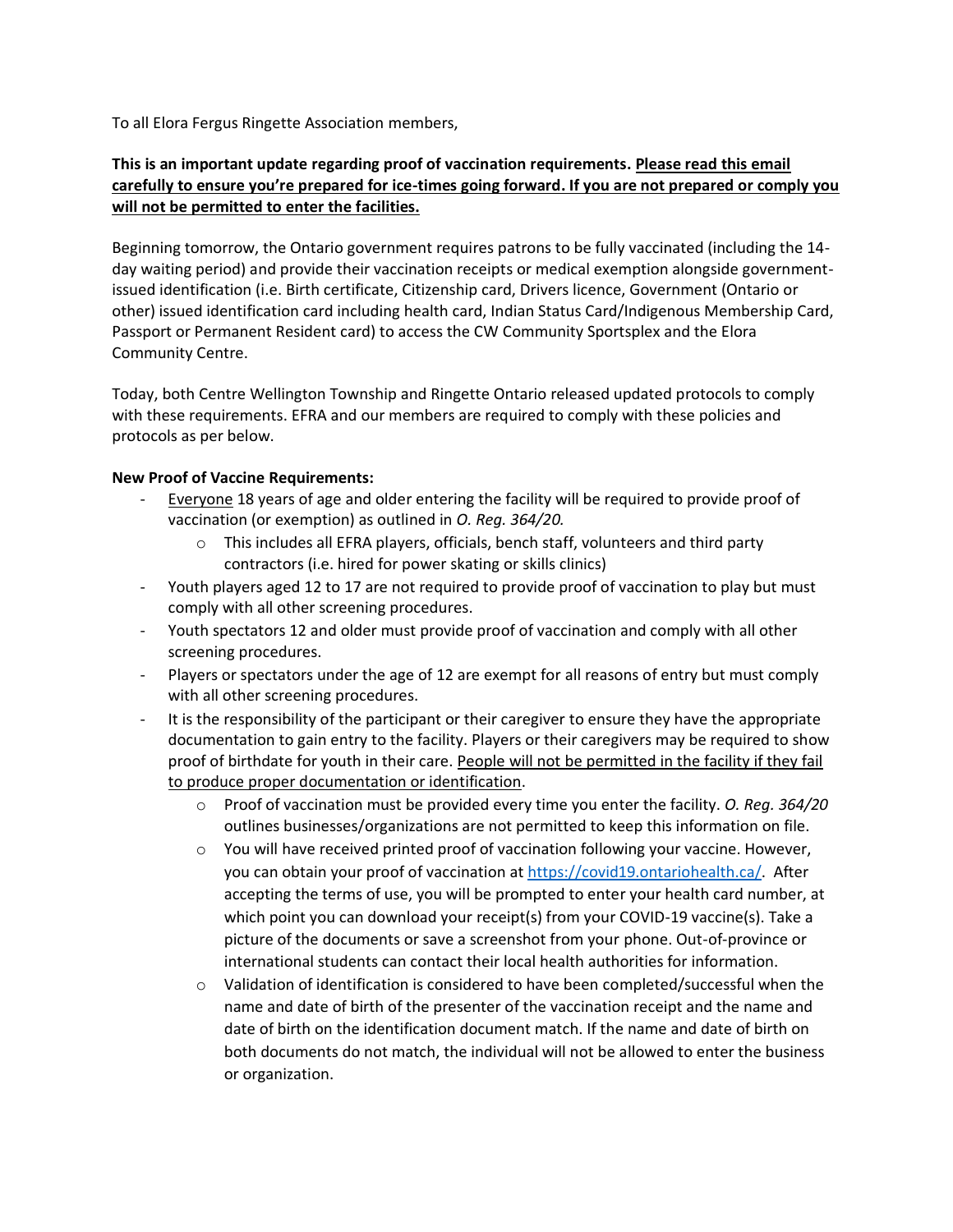To all Elora Fergus Ringette Association members,

**This is an important update regarding proof of vaccination requirements. <u>Please read this email carefully to ensure you're prepared for ice-times going forward. If you are not prepared or comply you will not be permitted to enter the facilities.</u>**

Beginning tomorrow, the Ontario government requires patrons to be fully vaccinated (including the 14-day waiting period) and provide their vaccination receipts or medical exemption alongside government-issued identification (i.e. Birth certificate, Citizenship card, Drivers licence, Government (Ontario or other) issued identification card including health card, Indian Status Card/Indigenous Membership Card, Passport or Permanent Resident card) to access the CW Community Sportsplex and the Elora Community Centre.

Today, both Centre Wellington Township and Ringette Ontario released updated protocols to comply with these requirements. EFRA and our members are required to comply with these policies and protocols as per below.

**New Proof of Vaccine Requirements:**

- <u>Everyone</u> 18 years of age and older entering the facility will be required to provide proof of vaccination (or exemption) as outlined in *O. Reg. 364/20.*
  - This includes all EFRA players, officials, bench staff, volunteers and third party contractors (i.e. hired for power skating or skills clinics)
- Youth players aged 12 to 17 are not required to provide proof of vaccination to play but must comply with all other screening procedures.
- Youth spectators 12 and older must provide proof of vaccination and comply with all other screening procedures.
- Players or spectators under the age of 12 are exempt for all reasons of entry but must comply with all other screening procedures.
- It is the responsibility of the participant or their caregiver to ensure they have the appropriate documentation to gain entry to the facility. Players or their caregivers may be required to show proof of birthdate for youth in their care. <u>People will not be permitted in the facility if they fail to produce proper documentation or identification</u>.
  - Proof of vaccination must be provided every time you enter the facility. *O. Reg. 364/20* outlines businesses/organizations are not permitted to keep this information on file.
  - You will have received printed proof of vaccination following your vaccine. However, you can obtain your proof of vaccination at [https://covid19.ontariohealth.ca/](https://covid19.ontariohealth.ca/). After accepting the terms of use, you will be prompted to enter your health card number, at which point you can download your receipt(s) from your COVID-19 vaccine(s). Take a picture of the documents or save a screenshot from your phone. Out-of-province or international students can contact their local health authorities for information.
  - Validation of identification is considered to have been completed/successful when the name and date of birth of the presenter of the vaccination receipt and the name and date of birth on the identification document match. If the name and date of birth on both documents do not match, the individual will not be allowed to enter the business or organization.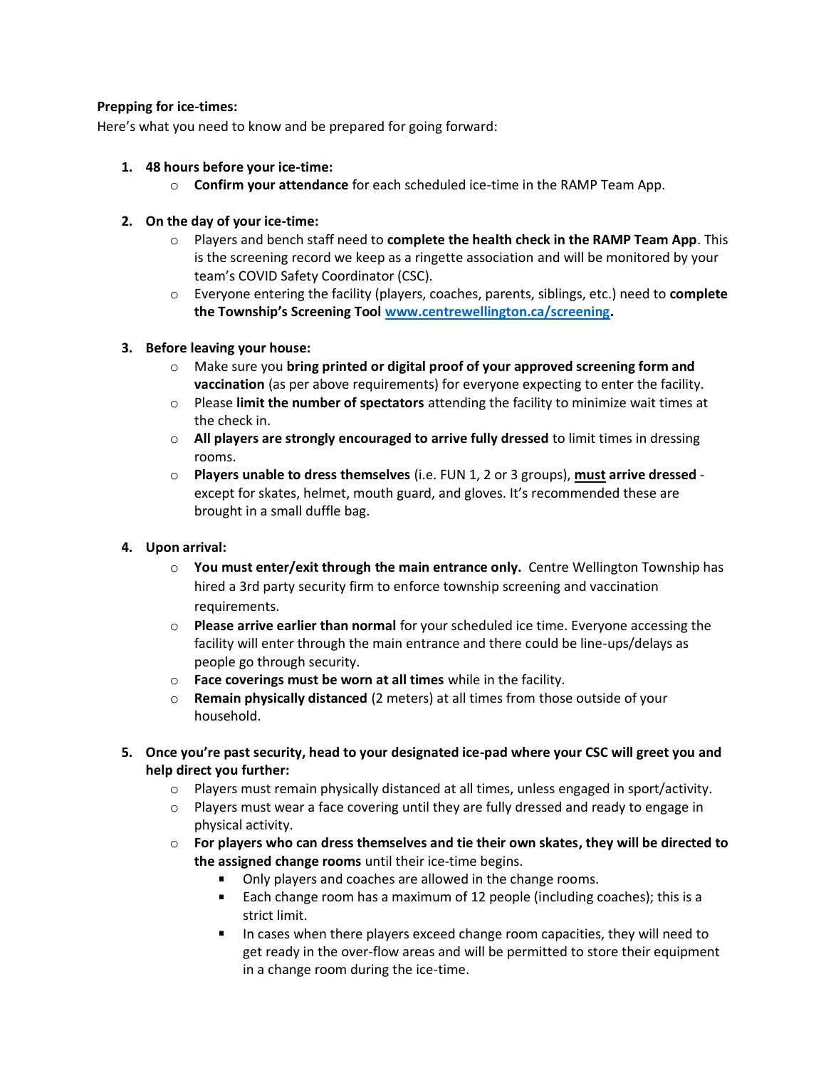**Prepping for ice-times:**

Here's what you need to know and be prepared for going forward:

1. **48 hours before your ice-time:**
    - **Confirm your attendance** for each scheduled ice-time in the RAMP Team App.

2. **On the day of your ice-time:**
    - Players and bench staff need to **complete the health check in the RAMP Team App**. This is the screening record we keep as a ringette association and will be monitored by your team's COVID Safety Coordinator (CSC).
    - Everyone entering the facility (players, coaches, parents, siblings, etc.) need to **complete the Township's Screening Tool [www.centrewellington.ca/screening](www.centrewellington.ca/screening).**

3. **Before leaving your house:**
    - Make sure you **bring printed or digital proof of your approved screening form and vaccination** (as per above requirements) for everyone expecting to enter the facility.
    - Please **limit the number of spectators** attending the facility to minimize wait times at the check in.
    - **All players are strongly encouraged to arrive fully dressed** to limit times in dressing rooms.
    - **Players unable to dress themselves** (i.e. FUN 1, 2 or 3 groups), **<u>must</u> arrive dressed** - except for skates, helmet, mouth guard, and gloves. It's recommended these are brought in a small duffle bag.

4. **Upon arrival:**
    - **You must enter/exit through the main entrance only.** Centre Wellington Township has hired a 3rd party security firm to enforce township screening and vaccination requirements.
    - **Please arrive earlier than normal** for your scheduled ice time. Everyone accessing the facility will enter through the main entrance and there could be line-ups/delays as people go through security.
    - **Face coverings must be worn at all times** while in the facility.
    - **Remain physically distanced** (2 meters) at all times from those outside of your household.

5. **Once you're past security, head to your designated ice-pad where your CSC will greet you and help direct you further:**
    - Players must remain physically distanced at all times, unless engaged in sport/activity.
    - Players must wear a face covering until they are fully dressed and ready to engage in physical activity.
    - **For players who can dress themselves and tie their own skates, they will be directed to the assigned change rooms** until their ice-time begins.
        - Only players and coaches are allowed in the change rooms.
        - Each change room has a maximum of 12 people (including coaches); this is a strict limit.
        - In cases when there players exceed change room capacities, they will need to get ready in the over-flow areas and will be permitted to store their equipment in a change room during the ice-time.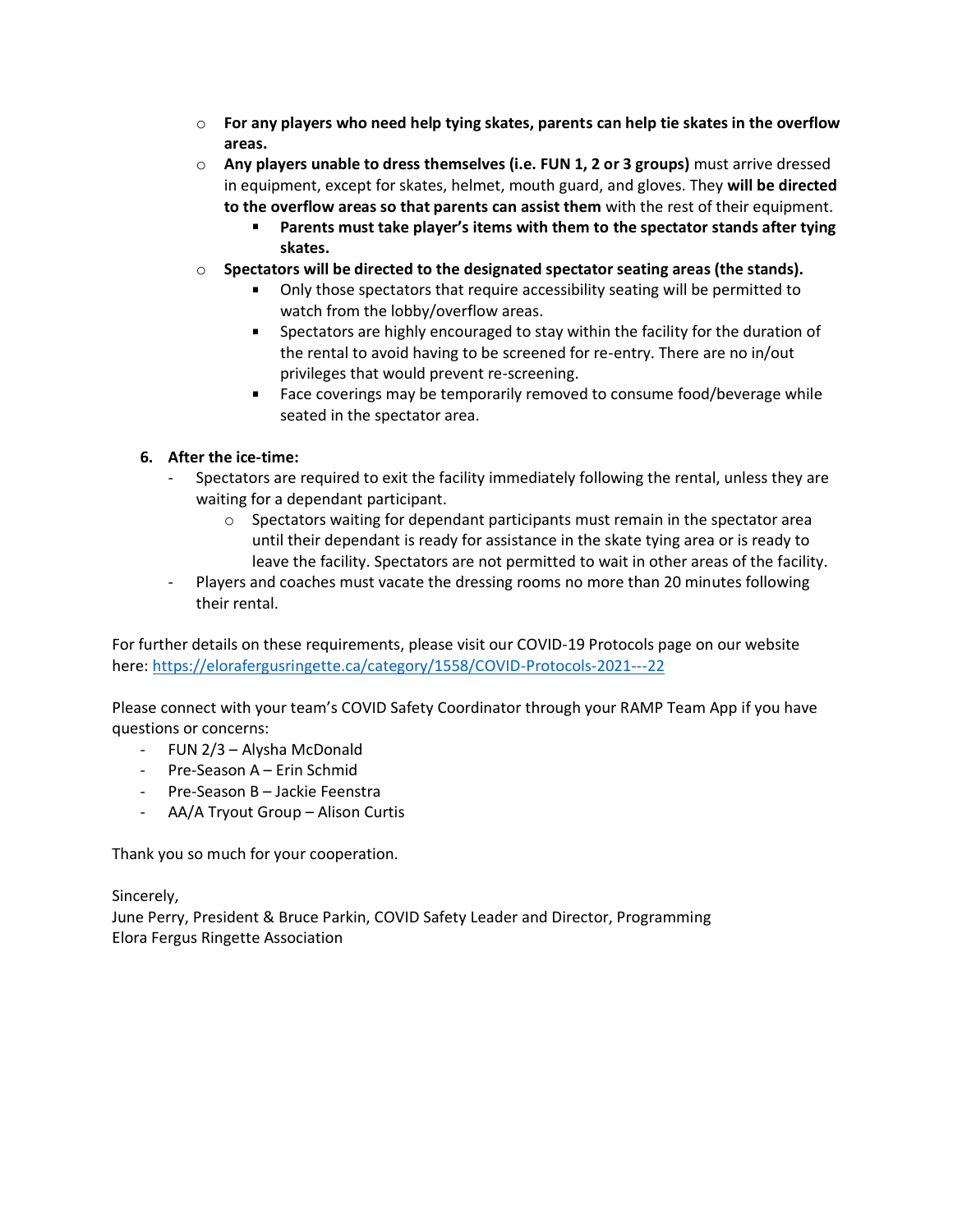- **For any players who need help tying skates, parents can help tie skates in the overflow areas.**
- **Any players unable to dress themselves (i.e. FUN 1, 2 or 3 groups)** must arrive dressed in equipment, except for skates, helmet, mouth guard, and gloves. They **will be directed to the overflow areas so that parents can assist them** with the rest of their equipment.
  - **Parents must take player's items with them to the spectator stands after tying skates.**
- **Spectators will be directed to the designated spectator seating areas (the stands).**
  - Only those spectators that require accessibility seating will be permitted to watch from the lobby/overflow areas.
  - Spectators are highly encouraged to stay within the facility for the duration of the rental to avoid having to be screened for re-entry. There are no in/out privileges that would prevent re-screening.
  - Face coverings may be temporarily removed to consume food/beverage while seated in the spectator area.

6. **After the ice-time:**
   - Spectators are required to exit the facility immediately following the rental, unless they are waiting for a dependant participant.
     - Spectators waiting for dependant participants must remain in the spectator area until their dependant is ready for assistance in the skate tying area or is ready to leave the facility. Spectators are not permitted to wait in other areas of the facility.
   - Players and coaches must vacate the dressing rooms no more than 20 minutes following their rental.

For further details on these requirements, please visit our COVID-19 Protocols page on our website here: https://elorafergusringette.ca/category/1558/COVID-Protocols-2021---22

Please connect with your team's COVID Safety Coordinator through your RAMP Team App if you have questions or concerns:

- FUN 2/3 – Alysha McDonald
- Pre-Season A – Erin Schmid
- Pre-Season B – Jackie Feenstra
- AA/A Tryout Group – Alison Curtis

Thank you so much for your cooperation.

Sincerely,
June Perry, President & Bruce Parkin, COVID Safety Leader and Director, Programming
Elora Fergus Ringette Association